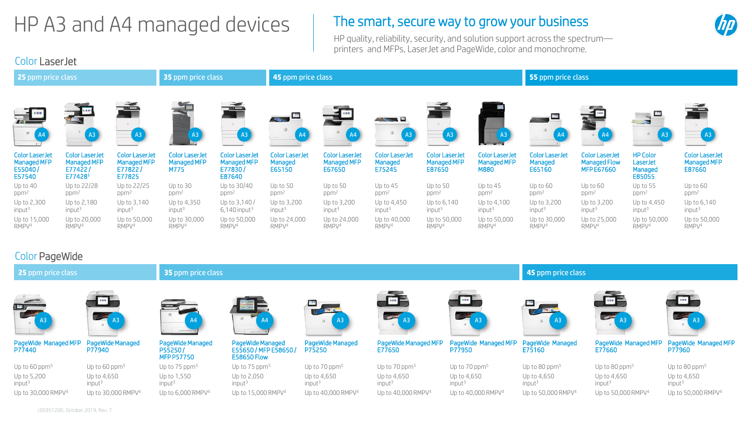# HP A3 and A4 managed devices

## The smart, secure way to grow your business

HP quality, reliability, security, and solution support across the spectrum—printers and MFPs, LaserJet and PageWide, color and monochrome.

### Color LaserJet

| Price class | Format | Model | Speed | Input | RMPV |
|---|---|---|---|---|---|
| 25 ppm price class | A4 | Color LaserJet Managed MFP E55040 / E57540 | Up to 40 ppm[2] | Up to 2,300 input[3] | Up to 15,000 RMPV[4] |
| 25 ppm price class | A3 | Color LaserJet Managed MFP E77422 / E77428[1] | Up to 22/28 ppm[2] | Up to 2,180 input[3] | Up to 20,000 RMPV[4] |
| 25 ppm price class | A3 | Color LaserJet Managed MFP E77822 / E77825 | Up to 22/25 ppm[2] | Up to 3,140 input[3] | Up to 50,000 RMPV[4] |
| 35 ppm price class | A3 | Color LaserJet Managed MFP M775 | Up to 30 ppm[2] | Up to 4,350 input[3] | Up to 30,000 RMPV[4] |
| 35 ppm price class | A3 | Color LaserJet Managed MFP E77830 / E87640 | Up to 30/40 ppm[2] | Up to 3,140 / 6,140 input[3] | Up to 50,000 RMPV[4] |
| 45 ppm price class | A4 | Color LaserJet Managed E65150 | Up to 50 ppm[2] | Up to 3,200 input[3] | Up to 24,000 RMPV[4] |
| 45 ppm price class | A4 | Color LaserJet Managed MFP E67650 | Up to 50 ppm[2] | Up to 3,200 input[3] | Up to 24,000 RMPV[4] |
| 45 ppm price class | A3 | Color LaserJet Managed E75245 | Up to 45 ppm[2] | Up to 4,450 input[3] | Up to 40,000 RMPV[4] |
| 45 ppm price class | A3 | Color LaserJet Managed MFP E87650 | Up to 50 ppm[2] | Up to 6,140 input[3] | Up to 50,000 RMPV[4] |
| 45 ppm price class | A3 | Color LaserJet Managed MFP M880 | Up to 45 ppm[2] | Up to 4,100 input[3] | Up to 50,000 RMPV[4] |
| 55 ppm price class | A4 | Color LaserJet Managed E65160 | Up to 60 ppm[2] | Up to 3,200 input[3] | Up to 30,000 RMPV[4] |
| 55 ppm price class | A4 | Color LaserJet Managed Flow MFP E67660 | Up to 60 ppm[2] | Up to 3,200 input[3] | Up to 25,000 RMPV[4] |
| 55 ppm price class | A3 | HP Color LaserJet Managed E85055 | Up to 55 ppm[2] | Up to 4,450 input[3] | Up to 50,000 RMPV[4] |
| 55 ppm price class | A3 | Color LaserJet Managed MFP E87660 | Up to 60 ppm[2] | Up to 6,140 input[3] | Up to 50,000 RMPV[4] |

### Color PageWide

| Price class | Format | Model | Speed | Input | RMPV |
|---|---|---|---|---|---|
| 25 ppm price class | A3 | PageWide Managed MFP P77440 | Up to 60 ppm[5] | Up to 5,200 input[3] | Up to 30,000 RMPV[4] |
| 25 ppm price class | A3 | PageWide Managed P77940 | Up to 60 ppm[5] | Up to 4,650 input[3] | Up to 30,000 RMPV[4] |
| 35 ppm price class | A4 | PageWide Managed P55250 / MFP P57750 | Up to 75 ppm[5] | Up to 1,550 input[3] | Up to 6,000 RMPV[4] |
| 35 ppm price class | A4 | PageWide Managed E55650 / MFP E58650 / E58650 Flow | Up to 75 ppm[5] | Up to 2,050 input[3] | Up to 15,000 RMPV[4] |
| 35 ppm price class | A3 | PageWide Managed P75250 | Up to 70 ppm[5] | Up to 4,650 input[3] | Up to 40,000 RMPV[4] |
| 35 ppm price class | A3 | PageWide Managed MFP E77650 | Up to 70 ppm[5] | Up to 4,650 input[3] | Up to 40,000 RMPV[4] |
| 35 ppm price class | A3 | PageWide Managed MFP P77950 | Up to 70 ppm[5] | Up to 4,650 input[3] | Up to 40,000 RMPV[4] |
| 45 ppm price class | A3 | PageWide Managed E75160 | Up to 80 ppm[5] | Up to 4,650 input[3] | Up to 50,000 RMPV[4] |
| 45 ppm price class | A3 | PageWide Managed MFP E77660 | Up to 80 ppm[5] | Up to 4,650 input[3] | Up to 50,000 RMPV[4] |
| 45 ppm price class | A3 | PageWide Managed MFP P77960 | Up to 80 ppm[5] | Up to 4,650 input[3] | Up to 50,000 RMPV[4] |

c05951200, October 2019, Rev. 7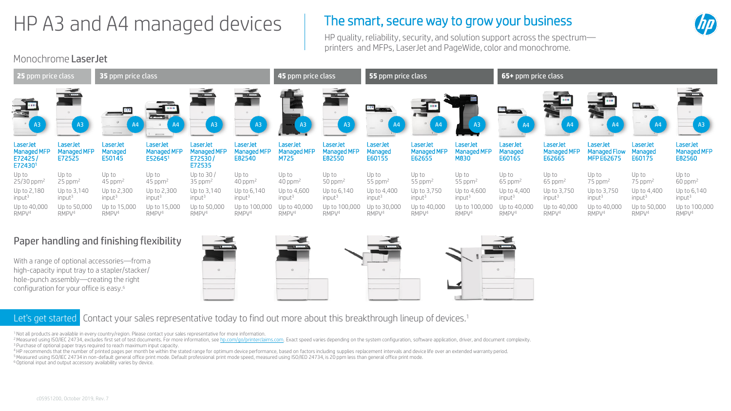// HP A3 and A4 managed devices

# HP A3 and A4 managed devices

## The smart, secure way to grow your business

HP quality, reliability, security, and solution support across the spectrum—printers and MFPs, LaserJet and PageWide, color and monochrome.

### Monochrome LaserJet

| Price class | Format | Model | Speed | Input | RMPV |
|---|---|---|---|---|---|
| 25 ppm price class | A3 | LaserJet Managed MFP E72425 / E72430[1] | Up to 25/30 ppm[2] | Up to 2,180 input[3] | Up to 40,000 RMPV[4] |
| 25 ppm price class | A3 | LaserJet Managed MFP E72525 | Up to 25 ppm[2] | Up to 3,140 input[3] | Up to 50,000 RMPV[4] |
| 35 ppm price class | A4 | LaserJet Managed E50145 | Up to 45 ppm[2] | Up to 2,300 input[3] | Up to 15,000 RMPV[4] |
| 35 ppm price class | A4 | LaserJet Managed MFP E52645[1] | Up to 45 ppm[2] | Up to 2,300 input[3] | Up to 15,000 RMPV[4] |
| 35 ppm price class | A3 | LaserJet Managed MFP E72530 / E72535 | Up to 30 / 35 ppm[2] | Up to 3,140 input[3] | Up to 50,000 RMPV[4] |
| 35 ppm price class | A3 | LaserJet Managed MFP E82540 | Up to 40 ppm[2] | Up to 6,140 input[3] | Up to 100,000 RMPV[4] |
| 45 ppm price class | A3 | LaserJet Managed MFP M725 | Up to 40 ppm[2] | Up to 4,600 input[3] | Up to 40,000 RMPV[4] |
| 45 ppm price class | A3 | LaserJet Managed MFP E82550 | Up to 50 ppm[2] | Up to 6,140 input[3] | Up to 100,000 RMPV[4] |
| 55 ppm price class | A4 | LaserJet Managed E60155 | Up to 55 ppm[2] | Up to 4,400 input[3] | Up to 30,000 RMPV[4] |
| 55 ppm price class | A4 | LaserJet Managed MFP E62655 | Up to 55 ppm[2] | Up to 3,750 input[3] | Up to 40,000 RMPV[4] |
| 55 ppm price class | A3 | LaserJet Managed MFP M830 | Up to 55 ppm[2] | Up to 4,600 input[3] | Up to 100,000 RMPV[4] |
| 65+ ppm price class | A4 | LaserJet Managed E60165 | Up to 65 ppm[2] | Up to 4,400 input[3] | Up to 40,000 RMPV[4] |
| 65+ ppm price class | A4 | LaserJet Managed MFP E62665 | Up to 65 ppm[2] | Up to 3,750 input[3] | Up to 40,000 RMPV[4] |
| 65+ ppm price class | A4 | LaserJet Managed Flow MFP E62675 | Up to 75 ppm[2] | Up to 3,750 input[3] | Up to 40,000 RMPV[4] |
| 65+ ppm price class | A4 | LaserJet Managed E60175 | Up to 75 ppm[2] | Up to 4,400 input[3] | Up to 50,000 RMPV[4] |
| 65+ ppm price class | A3 | LaserJet Managed MFP E82560 | Up to 60 ppm[2] | Up to 6,140 input[3] | Up to 100,000 RMPV[4] |

## Paper handling and finishing flexibility

With a range of optional accessories—from a high-capacity input tray to a stapler/stacker/hole-punch assembly—creating the right configuration for your office is easy.[6]

**Let's get started** Contact your sales representative today to find out more about this breakthrough lineup of devices.[1]

[1] Not all products are available in every country/region. Please contact your sales representative for more information.
[2] Measured using ISO/IEC 24734, excludes first set of test documents. For more information, see hp.com/go/printerclaims.com. Exact speed varies depending on the system configuration, software application, driver, and document complexity.
[3] Purchase of optional paper trays required to reach maximum input capacity.
[4] HP recommends that the number of printed pages per month be within the stated range for optimum device performance, based on factors including supplies replacement intervals and device life over an extended warranty period.
[5] Measured using ISO/IEC 24734 in non-default general office print mode. Default professional print mode speed, measured using ISO/IED 24734, is 20 ppm less than general office print mode.
[6] Optional input and output accessory availability varies by device.

c05951200, October 2019, Rev. 7